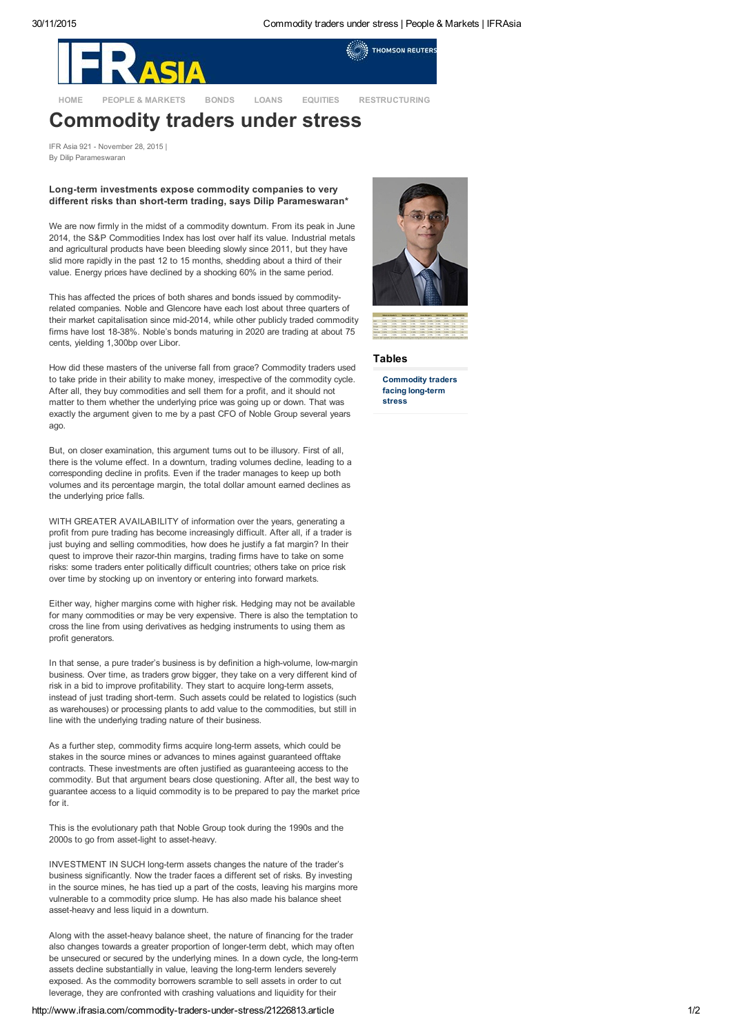# Commodity traders under stress

IFR Asia 921 - November 28, 2015 |
By Dilip Parameswaran

**Long-term investments expose commodity companies to very different risks than short-term trading, says Dilip Parameswaran***

We are now firmly in the midst of a commodity downturn. From its peak in June 2014, the S&P Commodities Index has lost over half its value. Industrial metals and agricultural products have been bleeding slowly since 2011, but they have slid more rapidly in the past 12 to 15 months, shedding about a third of their value. Energy prices have declined by a shocking 60% in the same period.

This has affected the prices of both shares and bonds issued by commodity-related companies. Noble and Glencore have each lost about three quarters of their market capitalisation since mid-2014, while other publicly traded commodity firms have lost 18-38%. Noble's bonds maturing in 2020 are trading at about 75 cents, yielding 1,300bp over Libor.

How did these masters of the universe fall from grace? Commodity traders used to take pride in their ability to make money, irrespective of the commodity cycle. After all, they buy commodities and sell them for a profit, and it should not matter to them whether the underlying price was going up or down. That was exactly the argument given to me by a past CFO of Noble Group several years ago.

But, on closer examination, this argument turns out to be illusory. First of all, there is the volume effect. In a downturn, trading volumes decline, leading to a corresponding decline in profits. Even if the trader manages to keep up both volumes and its percentage margin, the total dollar amount earned declines as the underlying price falls.

WITH GREATER AVAILABILITY of information over the years, generating a profit from pure trading has become increasingly difficult. After all, if a trader is just buying and selling commodities, how does he justify a fat margin? In their quest to improve their razor-thin margins, trading firms have to take on some risks: some traders enter politically difficult countries; others take on price risk over time by stocking up on inventory or entering into forward markets.

Either way, higher margins come with higher risk. Hedging may not be available for many commodities or may be very expensive. There is also the temptation to cross the line from using derivatives as hedging instruments to using them as profit generators.

In that sense, a pure trader's business is by definition a high-volume, low-margin business. Over time, as traders grow bigger, they take on a very different kind of risk in a bid to improve profitability. They start to acquire long-term assets, instead of just trading short-term. Such assets could be related to logistics (such as warehouses) or processing plants to add value to the commodities, but still in line with the underlying trading nature of their business.

As a further step, commodity firms acquire long-term assets, which could be stakes in the source mines or advances to mines against guaranteed offtake contracts. These investments are often justified as guaranteeing access to the commodity. But that argument bears close questioning. After all, the best way to guarantee access to a liquid commodity is to be prepared to pay the market price for it.

This is the evolutionary path that Noble Group took during the 1990s and the 2000s to go from asset-light to asset-heavy.

INVESTMENT IN SUCH long-term assets changes the nature of the trader's business significantly. Now the trader faces a different set of risks. By investing in the source mines, he has tied up a part of the costs, leaving his margins more vulnerable to a commodity price slump. He has also made his balance sheet asset-heavy and less liquid in a downturn.

Along with the asset-heavy balance sheet, the nature of financing for the trader also changes towards a greater proportion of longer-term debt, which may often be unsecured or secured by the underlying mines. In a down cycle, the long-term assets decline substantially in value, leaving the long-term lenders severely exposed. As the commodity borrowers scramble to sell assets in order to cut leverage, they are confronted with crashing valuations and liquidity for their

## Tables

**Commodity traders facing long-term stress**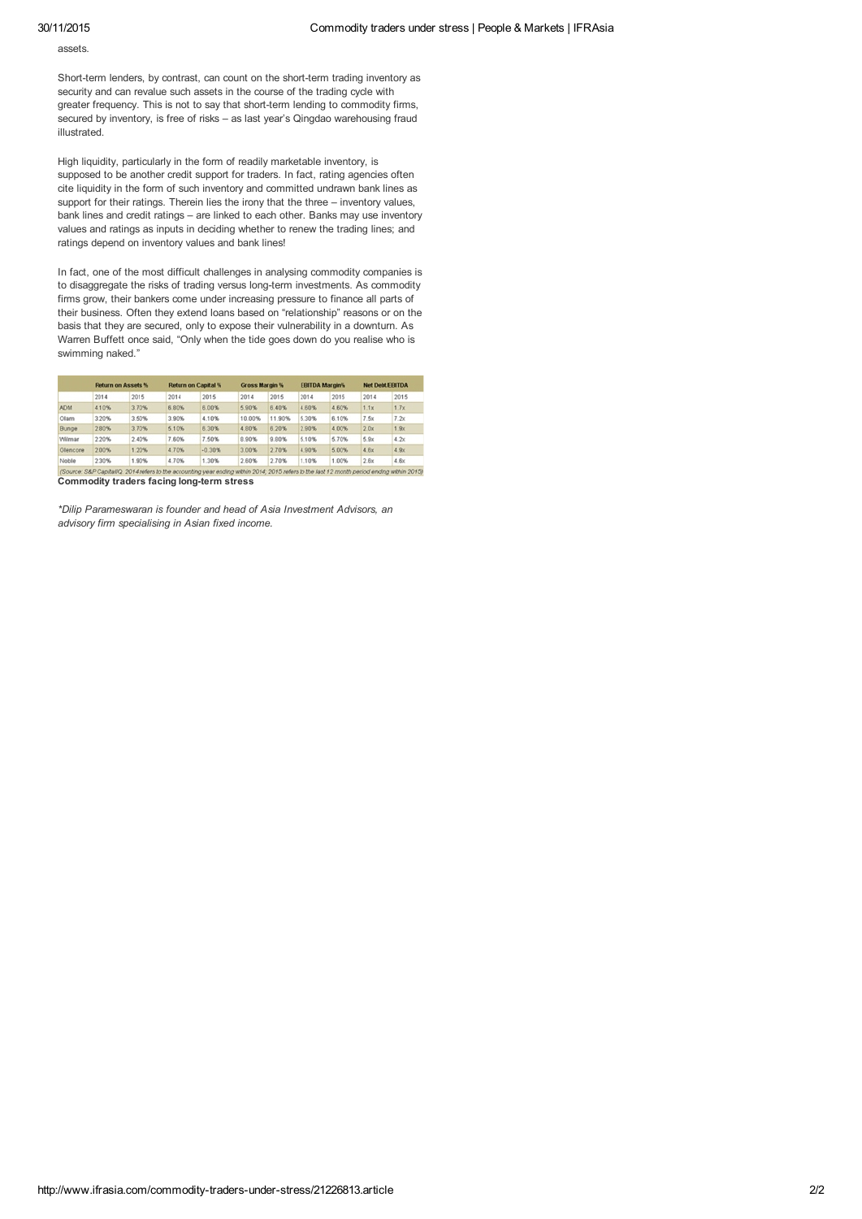assets.

Short-term lenders, by contrast, can count on the short-term trading inventory as security and can revalue such assets in the course of the trading cycle with greater frequency. This is not to say that short-term lending to commodity firms, secured by inventory, is free of risks – as last year's Qingdao warehousing fraud illustrated.

High liquidity, particularly in the form of readily marketable inventory, is supposed to be another credit support for traders. In fact, rating agencies often cite liquidity in the form of such inventory and committed undrawn bank lines as support for their ratings. Therein lies the irony that the three – inventory values, bank lines and credit ratings – are linked to each other. Banks may use inventory values and ratings as inputs in deciding whether to renew the trading lines; and ratings depend on inventory values and bank lines!

In fact, one of the most difficult challenges in analysing commodity companies is to disaggregate the risks of trading versus long-term investments. As commodity firms grow, their bankers come under increasing pressure to finance all parts of their business. Often they extend loans based on "relationship" reasons or on the basis that they are secured, only to expose their vulnerability in a downturn. As Warren Buffett once said, "Only when the tide goes down do you realise who is swimming naked."

| | Return on Assets % | | Return on Capital % | | Gross Margin % | | EBITDA Margin% | | Net Debt/EBITDA | |
|---|---|---|---|---|---|---|---|---|---|---|
| | 2014 | 2015 | 2014 | 2015 | 2014 | 2015 | 2014 | 2015 | 2014 | 2015 |
| ADM | 4.10% | 3.70% | 6.80% | 6.00% | 5.90% | 6.40% | 4.60% | 4.60% | 1.1x | 1.7x |
| Olam | 3.20% | 3.50% | 3.90% | 4.10% | 10.00% | 11.90% | 5.30% | 6.10% | 7.5x | 7.2x |
| Bunge | 2.80% | 3.70% | 5.10% | 6.30% | 4.80% | 6.20% | 2.90% | 4.00% | 2.0x | 1.9x |
| Wilmar | 2.20% | 2.40% | 7.60% | 7.50% | 8.90% | 9.80% | 5.10% | 5.70% | 5.9x | 4.2x |
| Glencore | 2.00% | 1.20% | 4.70% | -0.30% | 3.00% | 2.70% | 4.90% | 5.00% | 4.8x | 4.9x |
| Noble | 2.30% | 1.90% | 4.70% | 1.30% | 2.60% | 2.70% | 1.10% | 1.00% | 2.6x | 4.6x |

(Source: S&P CapitalIQ. 2014 refers to the accounting year ending within 2014; 2015 refers to the last 12 month period ending within 2015)

**Commodity traders facing long-term stress**

*\*Dilip Parameswaran is founder and head of Asia Investment Advisors, an advisory firm specialising in Asian fixed income.*